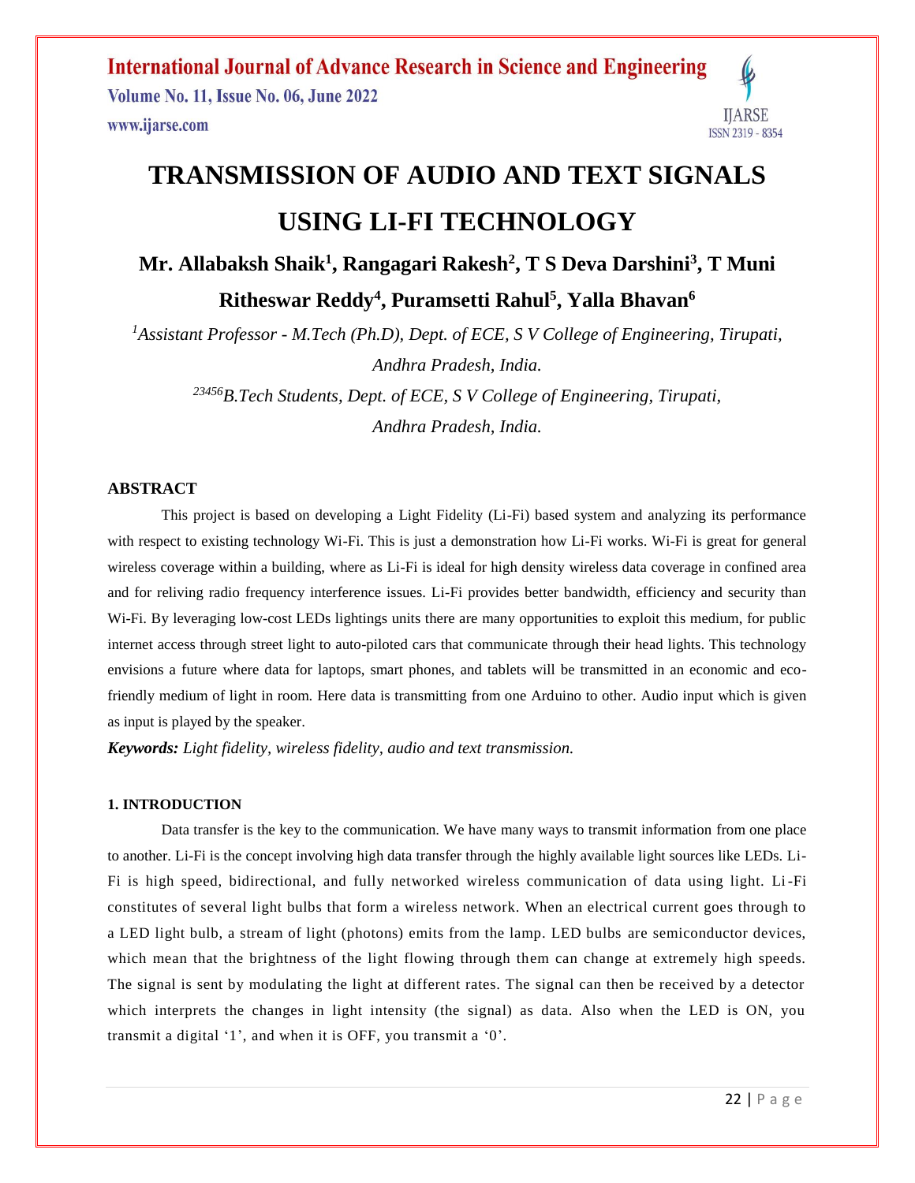# TRANSMISSION OF AUDIO AND TEXT SIGNALS USING LI-FI TECHNOLOGY

**Mr. Allabaksh Shaik[1], Rangagari Rakesh[2], T S Deva Darshini[3], T Muni Ritheswar Reddy[4], Puramsetti Rahul[5], Yalla Bhavan[6]**

*[1]Assistant Professor - M.Tech (Ph.D), Dept. of ECE, S V College of Engineering, Tirupati, Andhra Pradesh, India.*

*[23456]B.Tech Students, Dept. of ECE, S V College of Engineering, Tirupati, Andhra Pradesh, India.*

## ABSTRACT

This project is based on developing a Light Fidelity (Li-Fi) based system and analyzing its performance with respect to existing technology Wi-Fi. This is just a demonstration how Li-Fi works. Wi-Fi is great for general wireless coverage within a building, where as Li-Fi is ideal for high density wireless data coverage in confined area and for reliving radio frequency interference issues. Li-Fi provides better bandwidth, efficiency and security than Wi-Fi. By leveraging low-cost LEDs lightings units there are many opportunities to exploit this medium, for public internet access through street light to auto-piloted cars that communicate through their head lights. This technology envisions a future where data for laptops, smart phones, and tablets will be transmitted in an economic and eco-friendly medium of light in room. Here data is transmitting from one Arduino to other. Audio input which is given as input is played by the speaker.

***Keywords:*** *Light fidelity, wireless fidelity, audio and text transmission.*

## 1. INTRODUCTION

Data transfer is the key to the communication. We have many ways to transmit information from one place to another. Li-Fi is the concept involving high data transfer through the highly available light sources like LEDs. Li-Fi is high speed, bidirectional, and fully networked wireless communication of data using light. Li-Fi constitutes of several light bulbs that form a wireless network. When an electrical current goes through to a LED light bulb, a stream of light (photons) emits from the lamp. LED bulbs are semiconductor devices, which mean that the brightness of the light flowing through them can change at extremely high speeds. The signal is sent by modulating the light at different rates. The signal can then be received by a detector which interprets the changes in light intensity (the signal) as data. Also when the LED is ON, you transmit a digital '1', and when it is OFF, you transmit a '0'.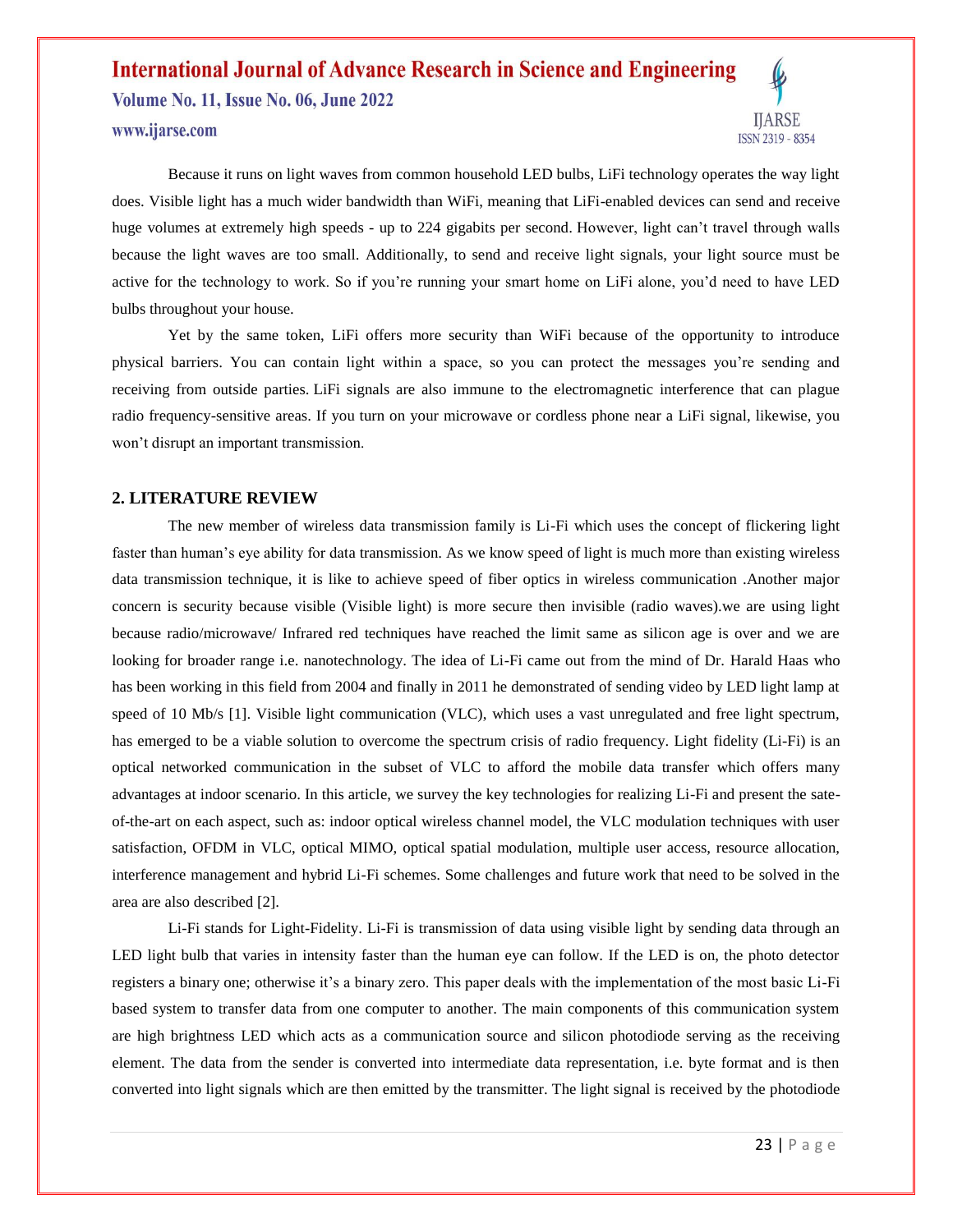Because it runs on light waves from common household LED bulbs, LiFi technology operates the way light does. Visible light has a much wider bandwidth than WiFi, meaning that LiFi-enabled devices can send and receive huge volumes at extremely high speeds - up to 224 gigabits per second. However, light can't travel through walls because the light waves are too small. Additionally, to send and receive light signals, your light source must be active for the technology to work. So if you're running your smart home on LiFi alone, you'd need to have LED bulbs throughout your house.

Yet by the same token, LiFi offers more security than WiFi because of the opportunity to introduce physical barriers. You can contain light within a space, so you can protect the messages you're sending and receiving from outside parties. LiFi signals are also immune to the electromagnetic interference that can plague radio frequency-sensitive areas. If you turn on your microwave or cordless phone near a LiFi signal, likewise, you won't disrupt an important transmission.

## 2. LITERATURE REVIEW

The new member of wireless data transmission family is Li-Fi which uses the concept of flickering light faster than human's eye ability for data transmission. As we know speed of light is much more than existing wireless data transmission technique, it is like to achieve speed of fiber optics in wireless communication .Another major concern is security because visible (Visible light) is more secure then invisible (radio waves).we are using light because radio/microwave/ Infrared red techniques have reached the limit same as silicon age is over and we are looking for broader range i.e. nanotechnology. The idea of Li-Fi came out from the mind of Dr. Harald Haas who has been working in this field from 2004 and finally in 2011 he demonstrated of sending video by LED light lamp at speed of 10 Mb/s [1]. Visible light communication (VLC), which uses a vast unregulated and free light spectrum, has emerged to be a viable solution to overcome the spectrum crisis of radio frequency. Light fidelity (Li-Fi) is an optical networked communication in the subset of VLC to afford the mobile data transfer which offers many advantages at indoor scenario. In this article, we survey the key technologies for realizing Li-Fi and present the sate-of-the-art on each aspect, such as: indoor optical wireless channel model, the VLC modulation techniques with user satisfaction, OFDM in VLC, optical MIMO, optical spatial modulation, multiple user access, resource allocation, interference management and hybrid Li-Fi schemes. Some challenges and future work that need to be solved in the area are also described [2].

Li-Fi stands for Light-Fidelity. Li-Fi is transmission of data using visible light by sending data through an LED light bulb that varies in intensity faster than the human eye can follow. If the LED is on, the photo detector registers a binary one; otherwise it's a binary zero. This paper deals with the implementation of the most basic Li-Fi based system to transfer data from one computer to another. The main components of this communication system are high brightness LED which acts as a communication source and silicon photodiode serving as the receiving element. The data from the sender is converted into intermediate data representation, i.e. byte format and is then converted into light signals which are then emitted by the transmitter. The light signal is received by the photodiode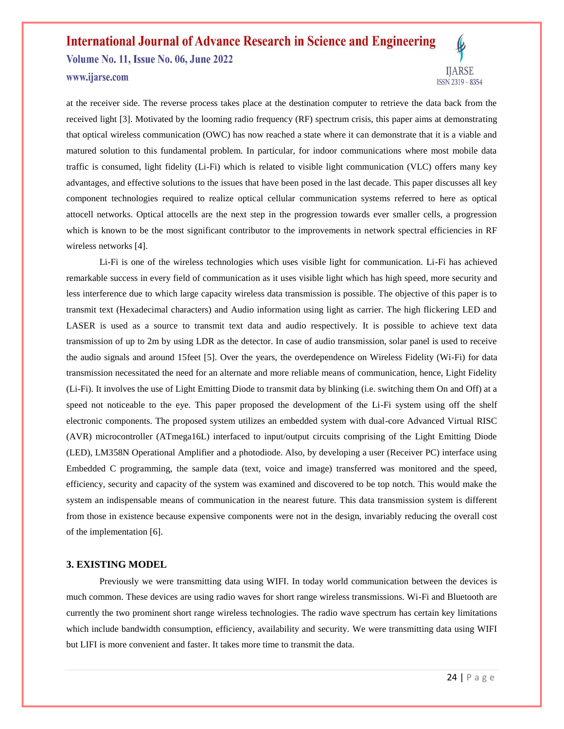at the receiver side. The reverse process takes place at the destination computer to retrieve the data back from the received light [3]. Motivated by the looming radio frequency (RF) spectrum crisis, this paper aims at demonstrating that optical wireless communication (OWC) has now reached a state where it can demonstrate that it is a viable and matured solution to this fundamental problem. In particular, for indoor communications where most mobile data traffic is consumed, light fidelity (Li-Fi) which is related to visible light communication (VLC) offers many key advantages, and effective solutions to the issues that have been posed in the last decade. This paper discusses all key component technologies required to realize optical cellular communication systems referred to here as optical attocell networks. Optical attocells are the next step in the progression towards ever smaller cells, a progression which is known to be the most significant contributor to the improvements in network spectral efficiencies in RF wireless networks [4].

Li-Fi is one of the wireless technologies which uses visible light for communication. Li-Fi has achieved remarkable success in every field of communication as it uses visible light which has high speed, more security and less interference due to which large capacity wireless data transmission is possible. The objective of this paper is to transmit text (Hexadecimal characters) and Audio information using light as carrier. The high flickering LED and LASER is used as a source to transmit text data and audio respectively. It is possible to achieve text data transmission of up to 2m by using LDR as the detector. In case of audio transmission, solar panel is used to receive the audio signals and around 15feet [5]. Over the years, the overdependence on Wireless Fidelity (Wi-Fi) for data transmission necessitated the need for an alternate and more reliable means of communication, hence, Light Fidelity (Li-Fi). It involves the use of Light Emitting Diode to transmit data by blinking (i.e. switching them On and Off) at a speed not noticeable to the eye. This paper proposed the development of the Li-Fi system using off the shelf electronic components. The proposed system utilizes an embedded system with dual-core Advanced Virtual RISC (AVR) microcontroller (ATmega16L) interfaced to input/output circuits comprising of the Light Emitting Diode (LED), LM358N Operational Amplifier and a photodiode. Also, by developing a user (Receiver PC) interface using Embedded C programming, the sample data (text, voice and image) transferred was monitored and the speed, efficiency, security and capacity of the system was examined and discovered to be top notch. This would make the system an indispensable means of communication in the nearest future. This data transmission system is different from those in existence because expensive components were not in the design, invariably reducing the overall cost of the implementation [6].

## 3. EXISTING MODEL

Previously we were transmitting data using WIFI. In today world communication between the devices is much common. These devices are using radio waves for short range wireless transmissions. Wi-Fi and Bluetooth are currently the two prominent short range wireless technologies. The radio wave spectrum has certain key limitations which include bandwidth consumption, efficiency, availability and security. We were transmitting data using WIFI but LIFI is more convenient and faster. It takes more time to transmit the data.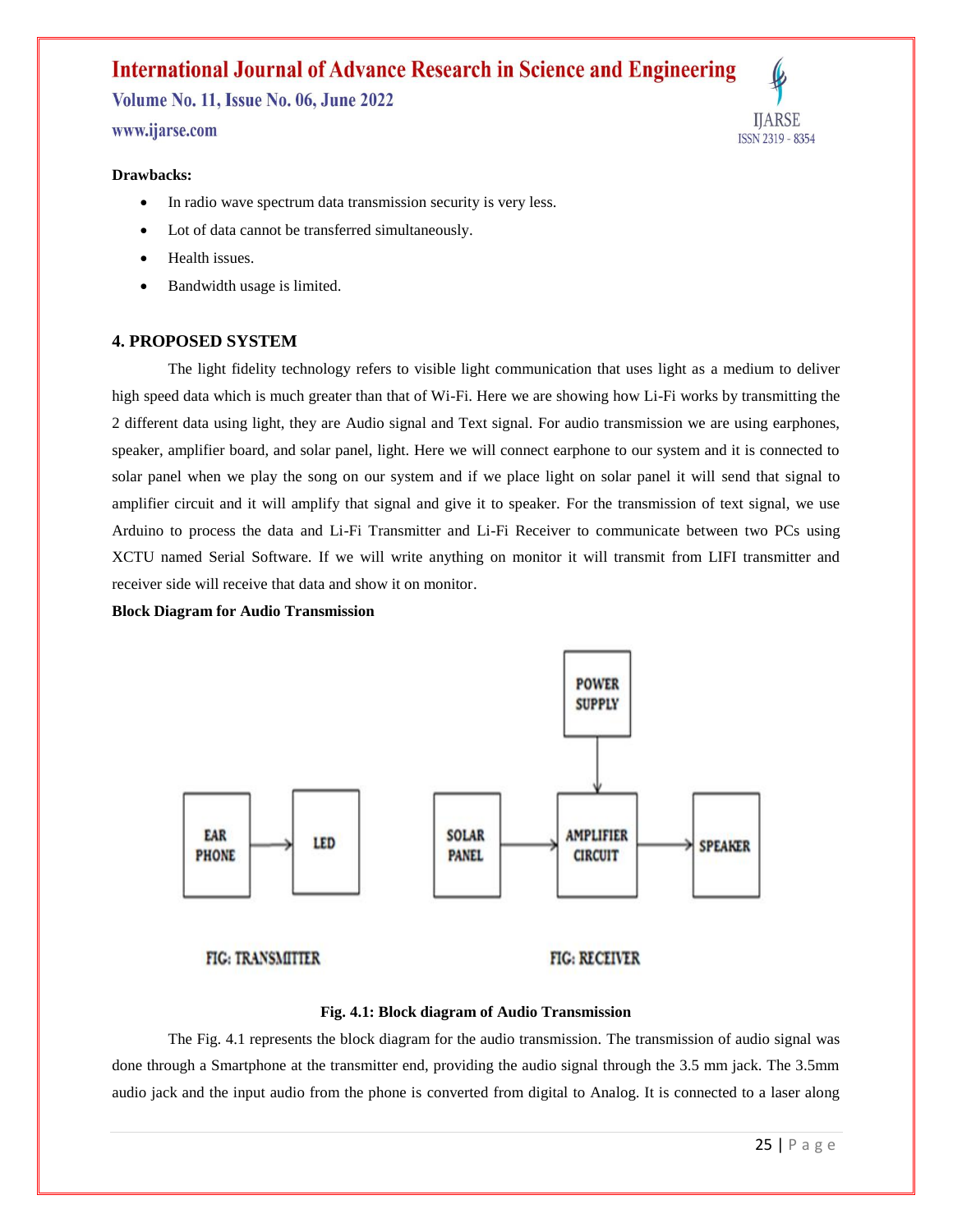**Drawbacks:**

- In radio wave spectrum data transmission security is very less.
- Lot of data cannot be transferred simultaneously.
- Health issues.
- Bandwidth usage is limited.

## 4. PROPOSED SYSTEM

The light fidelity technology refers to visible light communication that uses light as a medium to deliver high speed data which is much greater than that of Wi-Fi. Here we are showing how Li-Fi works by transmitting the 2 different data using light, they are Audio signal and Text signal. For audio transmission we are using earphones, speaker, amplifier board, and solar panel, light. Here we will connect earphone to our system and it is connected to solar panel when we play the song on our system and if we place light on solar panel it will send that signal to amplifier circuit and it will amplify that signal and give it to speaker. For the transmission of text signal, we use Arduino to process the data and Li-Fi Transmitter and Li-Fi Receiver to communicate between two PCs using XCTU named Serial Software. If we will write anything on monitor it will transmit from LIFI transmitter and receiver side will receive that data and show it on monitor.

**Block Diagram for Audio Transmission**

**Fig. 4.1: Block diagram of Audio Transmission**

The Fig. 4.1 represents the block diagram for the audio transmission. The transmission of audio signal was done through a Smartphone at the transmitter end, providing the audio signal through the 3.5 mm jack. The 3.5mm audio jack and the input audio from the phone is converted from digital to Analog. It is connected to a laser along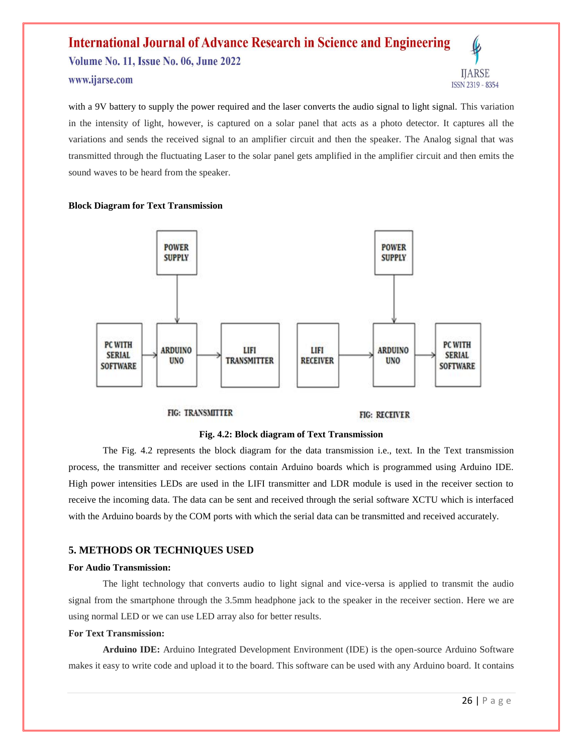with a 9V battery to supply the power required and the laser converts the audio signal to light signal. This variation in the intensity of light, however, is captured on a solar panel that acts as a photo detector. It captures all the variations and sends the received signal to an amplifier circuit and then the speaker. The Analog signal that was transmitted through the fluctuating Laser to the solar panel gets amplified in the amplifier circuit and then emits the sound waves to be heard from the speaker.

**Block Diagram for Text Transmission**

POWER SUPPLY → ARDUINO UNO; PC WITH SERIAL SOFTWARE → ARDUINO UNO → LIFI TRANSMITTER

FIG: TRANSMITTER

POWER SUPPLY → ARDUINO UNO; LIFI RECEIVER → ARDUINO UNO → PC WITH SERIAL SOFTWARE

FIG: RECEIVER

**Fig. 4.2: Block diagram of Text Transmission**

The Fig. 4.2 represents the block diagram for the data transmission i.e., text. In the Text transmission process, the transmitter and receiver sections contain Arduino boards which is programmed using Arduino IDE. High power intensities LEDs are used in the LIFI transmitter and LDR module is used in the receiver section to receive the incoming data. The data can be sent and received through the serial software XCTU which is interfaced with the Arduino boards by the COM ports with which the serial data can be transmitted and received accurately.

## 5. METHODS OR TECHNIQUES USED

**For Audio Transmission:**

The light technology that converts audio to light signal and vice-versa is applied to transmit the audio signal from the smartphone through the 3.5mm headphone jack to the speaker in the receiver section. Here we are using normal LED or we can use LED array also for better results.

**For Text Transmission:**

**Arduino IDE:** Arduino Integrated Development Environment (IDE) is the open-source Arduino Software makes it easy to write code and upload it to the board. This software can be used with any Arduino board. It contains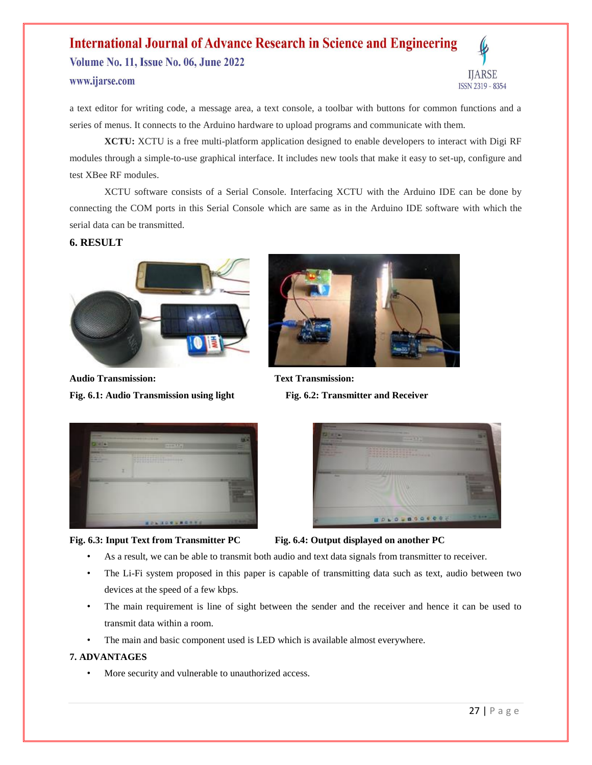a text editor for writing code, a message area, a text console, a toolbar with buttons for common functions and a series of menus. It connects to the Arduino hardware to upload programs and communicate with them.

**XCTU:** XCTU is a free multi-platform application designed to enable developers to interact with Digi RF modules through a simple-to-use graphical interface. It includes new tools that make it easy to set-up, configure and test XBee RF modules.

XCTU software consists of a Serial Console. Interfacing XCTU with the Arduino IDE can be done by connecting the COM ports in this Serial Console which are same as in the Arduino IDE software with which the serial data can be transmitted.

## 6. RESULT

**Audio Transmission:**

**Fig. 6.1: Audio Transmission using light**

**Text Transmission:**

**Fig. 6.2: Transmitter and Receiver**

**Fig. 6.3: Input Text from Transmitter PC**

**Fig. 6.4: Output displayed on another PC**

- As a result, we can be able to transmit both audio and text data signals from transmitter to receiver.
- The Li-Fi system proposed in this paper is capable of transmitting data such as text, audio between two devices at the speed of a few kbps.
- The main requirement is line of sight between the sender and the receiver and hence it can be used to transmit data within a room.
- The main and basic component used is LED which is available almost everywhere.

## 7. ADVANTAGES

- More security and vulnerable to unauthorized access.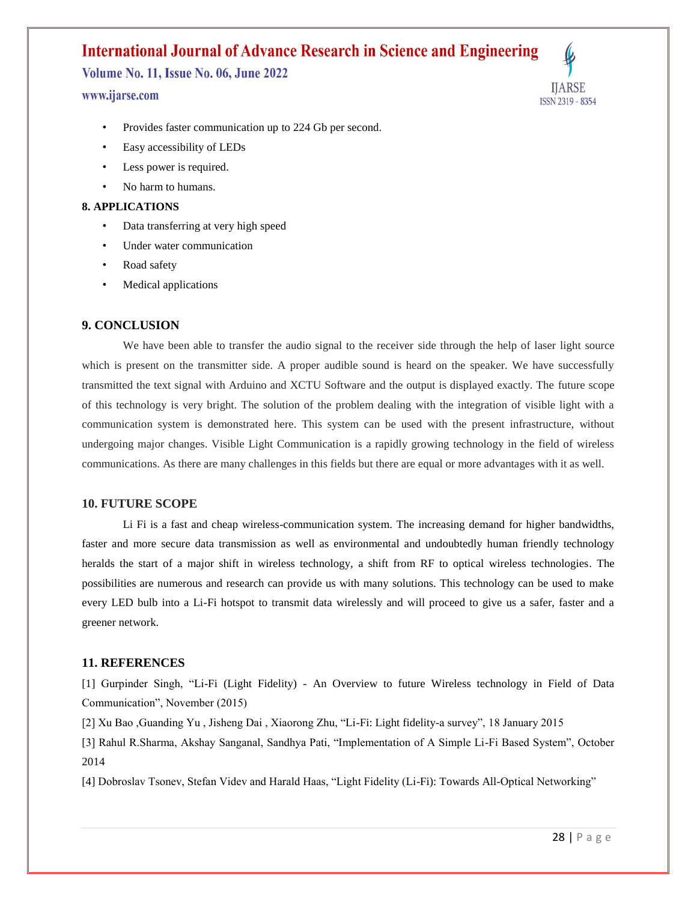- Provides faster communication up to 224 Gb per second.
- Easy accessibility of LEDs
- Less power is required.
- No harm to humans.

## 8. APPLICATIONS

- Data transferring at very high speed
- Under water communication
- Road safety
- Medical applications

## 9. CONCLUSION

We have been able to transfer the audio signal to the receiver side through the help of laser light source which is present on the transmitter side. A proper audible sound is heard on the speaker. We have successfully transmitted the text signal with Arduino and XCTU Software and the output is displayed exactly. The future scope of this technology is very bright. The solution of the problem dealing with the integration of visible light with a communication system is demonstrated here. This system can be used with the present infrastructure, without undergoing major changes. Visible Light Communication is a rapidly growing technology in the field of wireless communications. As there are many challenges in this fields but there are equal or more advantages with it as well.

## 10. FUTURE SCOPE

Li Fi is a fast and cheap wireless-communication system. The increasing demand for higher bandwidths, faster and more secure data transmission as well as environmental and undoubtedly human friendly technology heralds the start of a major shift in wireless technology, a shift from RF to optical wireless technologies. The possibilities are numerous and research can provide us with many solutions. This technology can be used to make every LED bulb into a Li-Fi hotspot to transmit data wirelessly and will proceed to give us a safer, faster and a greener network.

## 11. REFERENCES

[1] Gurpinder Singh, "Li-Fi (Light Fidelity) - An Overview to future Wireless technology in Field of Data Communication", November (2015)

[2] Xu Bao ,Guanding Yu , Jisheng Dai , Xiaorong Zhu, "Li-Fi: Light fidelity-a survey", 18 January 2015

[3] Rahul R.Sharma, Akshay Sanganal, Sandhya Pati, "Implementation of A Simple Li-Fi Based System", October 2014

[4] Dobroslav Tsonev, Stefan Videv and Harald Haas, "Light Fidelity (Li-Fi): Towards All-Optical Networking"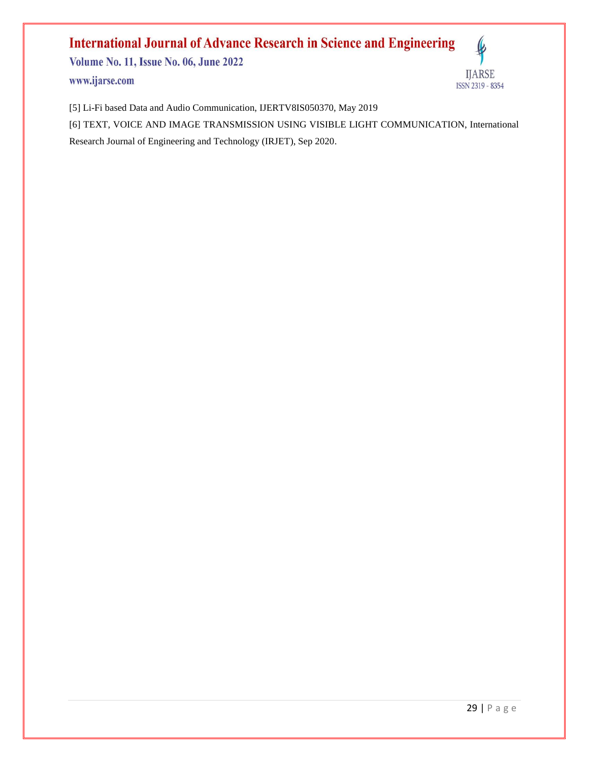[5] Li-Fi based Data and Audio Communication, IJERTV8IS050370, May 2019

[6] TEXT, VOICE AND IMAGE TRANSMISSION USING VISIBLE LIGHT COMMUNICATION, International Research Journal of Engineering and Technology (IRJET), Sep 2020.